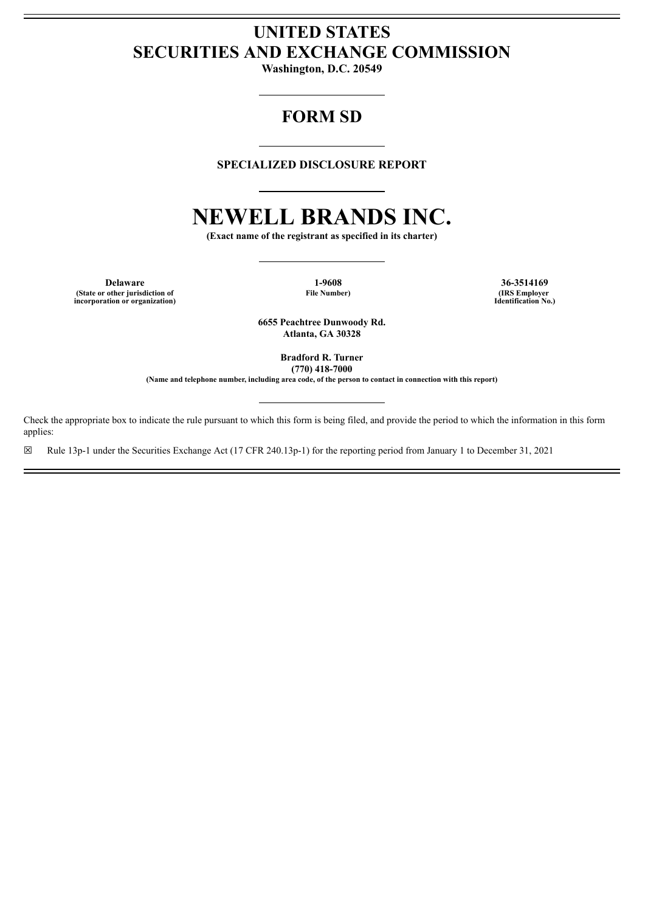# UNITED STATES
# SECURITIES AND EXCHANGE COMMISSION

**Washington, D.C. 20549**

---

## FORM SD

---

**SPECIALIZED DISCLOSURE REPORT**

---

# NEWELL BRANDS INC.

**(Exact name of the registrant as specified in its charter)**

---

| **Delaware** | **1-9608** | **36-3514169** |
|---|---|---|
| **(State or other jurisdiction of incorporation or organization)** | **File Number)** | **(IRS Employer Identification No.)** |

**6655 Peachtree Dunwoody Rd.**
**Atlanta, GA 30328**

**Bradford R. Turner**
**(770) 418-7000**
**(Name and telephone number, including area code, of the person to contact in connection with this report)**

---

Check the appropriate box to indicate the rule pursuant to which this form is being filed, and provide the period to which the information in this form applies:

☒ Rule 13p-1 under the Securities Exchange Act (17 CFR 240.13p-1) for the reporting period from January 1 to December 31, 2021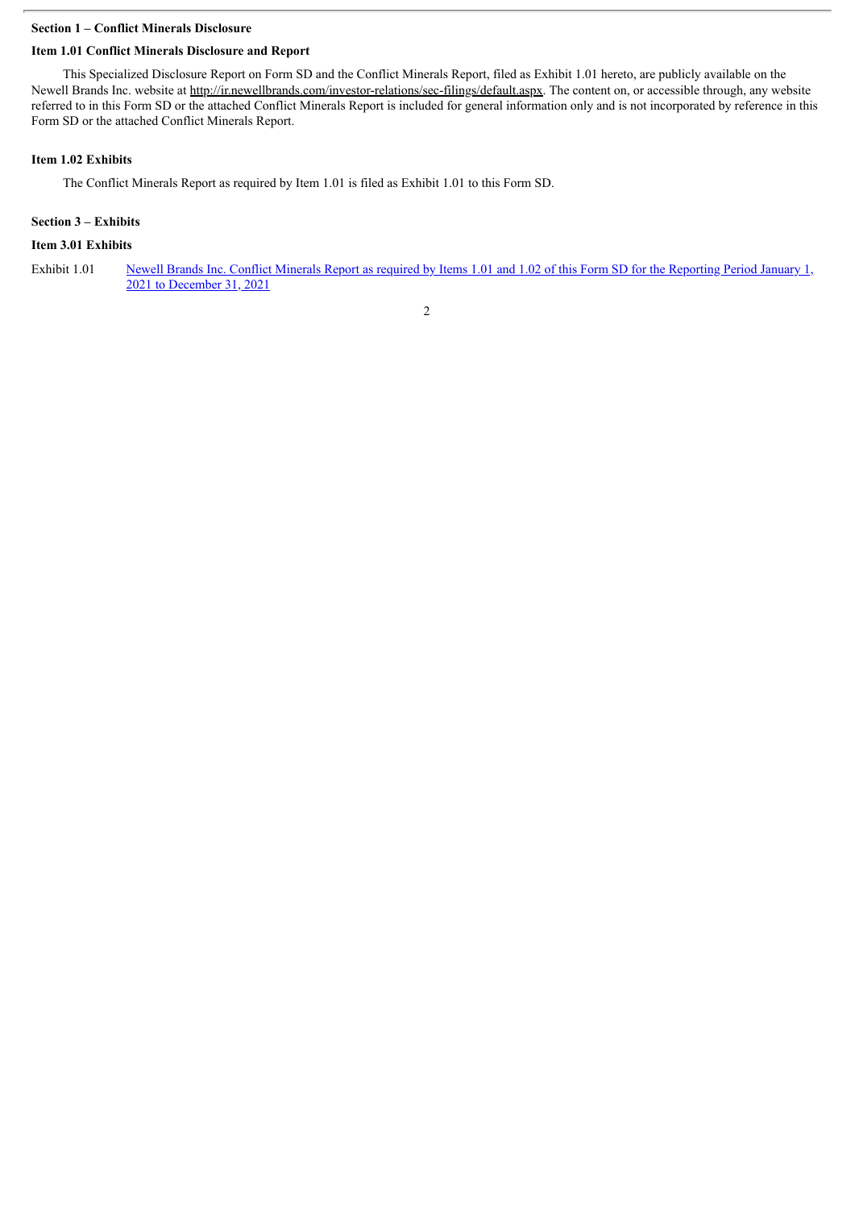**Section 1 – Conflict Minerals Disclosure**

**Item 1.01 Conflict Minerals Disclosure and Report**

This Specialized Disclosure Report on Form SD and the Conflict Minerals Report, filed as Exhibit 1.01 hereto, are publicly available on the Newell Brands Inc. website at http://ir.newellbrands.com/investor-relations/sec-filings/default.aspx. The content on, or accessible through, any website referred to in this Form SD or the attached Conflict Minerals Report is included for general information only and is not incorporated by reference in this Form SD or the attached Conflict Minerals Report.

**Item 1.02 Exhibits**

The Conflict Minerals Report as required by Item 1.01 is filed as Exhibit 1.01 to this Form SD.

**Section 3 – Exhibits**

**Item 3.01 Exhibits**

| | |
|---|---|
| Exhibit 1.01 | Newell Brands Inc. Conflict Minerals Report as required by Items 1.01 and 1.02 of this Form SD for the Reporting Period January 1, 2021 to December 31, 2021 |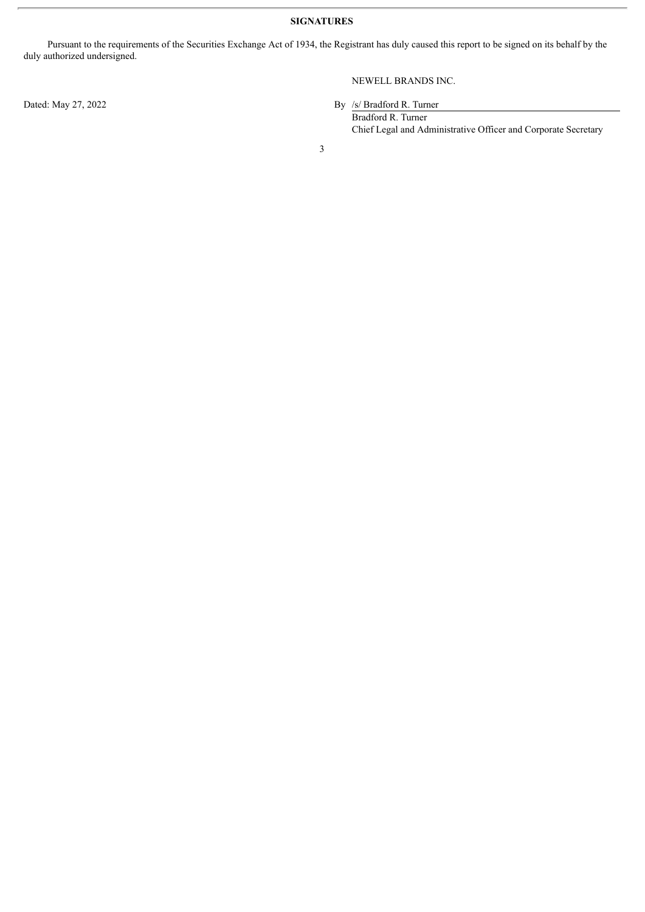**SIGNATURES**

Pursuant to the requirements of the Securities Exchange Act of 1934, the Registrant has duly caused this report to be signed on its behalf by the duly authorized undersigned.

NEWELL BRANDS INC.

Dated: May 27, 2022

By /s/ Bradford R. Turner

Bradford R. Turner

Chief Legal and Administrative Officer and Corporate Secretary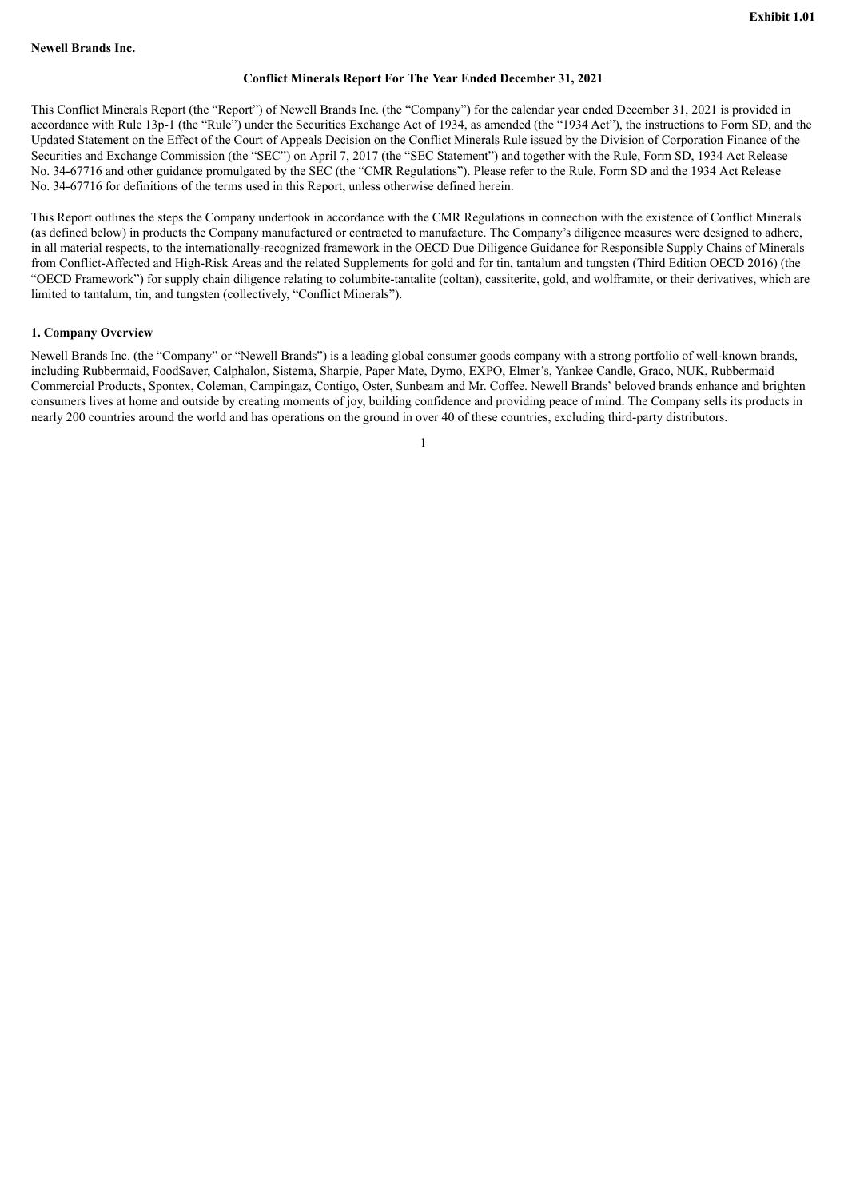**Exhibit 1.01**

**Newell Brands Inc.**

**Conflict Minerals Report For The Year Ended December 31, 2021**

This Conflict Minerals Report (the "Report") of Newell Brands Inc. (the "Company") for the calendar year ended December 31, 2021 is provided in accordance with Rule 13p-1 (the "Rule") under the Securities Exchange Act of 1934, as amended (the "1934 Act"), the instructions to Form SD, and the Updated Statement on the Effect of the Court of Appeals Decision on the Conflict Minerals Rule issued by the Division of Corporation Finance of the Securities and Exchange Commission (the "SEC") on April 7, 2017 (the "SEC Statement") and together with the Rule, Form SD, 1934 Act Release No. 34-67716 and other guidance promulgated by the SEC (the "CMR Regulations"). Please refer to the Rule, Form SD and the 1934 Act Release No. 34-67716 for definitions of the terms used in this Report, unless otherwise defined herein.

This Report outlines the steps the Company undertook in accordance with the CMR Regulations in connection with the existence of Conflict Minerals (as defined below) in products the Company manufactured or contracted to manufacture. The Company's diligence measures were designed to adhere, in all material respects, to the internationally-recognized framework in the OECD Due Diligence Guidance for Responsible Supply Chains of Minerals from Conflict-Affected and High-Risk Areas and the related Supplements for gold and for tin, tantalum and tungsten (Third Edition OECD 2016) (the "OECD Framework") for supply chain diligence relating to columbite-tantalite (coltan), cassiterite, gold, and wolframite, or their derivatives, which are limited to tantalum, tin, and tungsten (collectively, "Conflict Minerals").

## 1. Company Overview

Newell Brands Inc. (the "Company" or "Newell Brands") is a leading global consumer goods company with a strong portfolio of well-known brands, including Rubbermaid, FoodSaver, Calphalon, Sistema, Sharpie, Paper Mate, Dymo, EXPO, Elmer's, Yankee Candle, Graco, NUK, Rubbermaid Commercial Products, Spontex, Coleman, Campingaz, Contigo, Oster, Sunbeam and Mr. Coffee. Newell Brands' beloved brands enhance and brighten consumers lives at home and outside by creating moments of joy, building confidence and providing peace of mind. The Company sells its products in nearly 200 countries around the world and has operations on the ground in over 40 of these countries, excluding third-party distributors.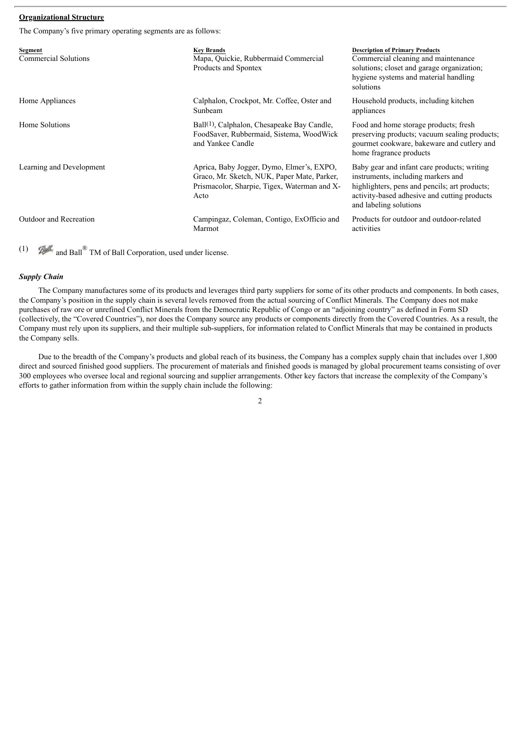**Organizational Structure**

The Company's five primary operating segments are as follows:

| Segment | Key Brands | Description of Primary Products |
|---|---|---|
| Commercial Solutions | Mapa, Quickie, Rubbermaid Commercial Products and Spontex | Commercial cleaning and maintenance solutions; closet and garage organization; hygiene systems and material handling solutions |
| Home Appliances | Calphalon, Crockpot, Mr. Coffee, Oster and Sunbeam | Household products, including kitchen appliances |
| Home Solutions | Ball[1], Calphalon, Chesapeake Bay Candle, FoodSaver, Rubbermaid, Sistema, WoodWick and Yankee Candle | Food and home storage products; fresh preserving products; vacuum sealing products; gourmet cookware, bakeware and cutlery and home fragrance products |
| Learning and Development | Aprica, Baby Jogger, Dymo, Elmer's, EXPO, Graco, Mr. Sketch, NUK, Paper Mate, Parker, Prismacolor, Sharpie, Tigex, Waterman and X-Acto | Baby gear and infant care products; writing instruments, including markers and highlighters, pens and pencils; art products; activity-based adhesive and cutting products and labeling solutions |
| Outdoor and Recreation | Campingaz, Coleman, Contigo, ExOfficio and Marmot | Products for outdoor and outdoor-related activities |

(1) Ball and Ball® TM of Ball Corporation, used under license.

***Supply Chain***

The Company manufactures some of its products and leverages third party suppliers for some of its other products and components. In both cases, the Company's position in the supply chain is several levels removed from the actual sourcing of Conflict Minerals. The Company does not make purchases of raw ore or unrefined Conflict Minerals from the Democratic Republic of Congo or an "adjoining country" as defined in Form SD (collectively, the "Covered Countries"), nor does the Company source any products or components directly from the Covered Countries. As a result, the Company must rely upon its suppliers, and their multiple sub-suppliers, for information related to Conflict Minerals that may be contained in products the Company sells.

Due to the breadth of the Company's products and global reach of its business, the Company has a complex supply chain that includes over 1,800 direct and sourced finished good suppliers. The procurement of materials and finished goods is managed by global procurement teams consisting of over 300 employees who oversee local and regional sourcing and supplier arrangements. Other key factors that increase the complexity of the Company's efforts to gather information from within the supply chain include the following: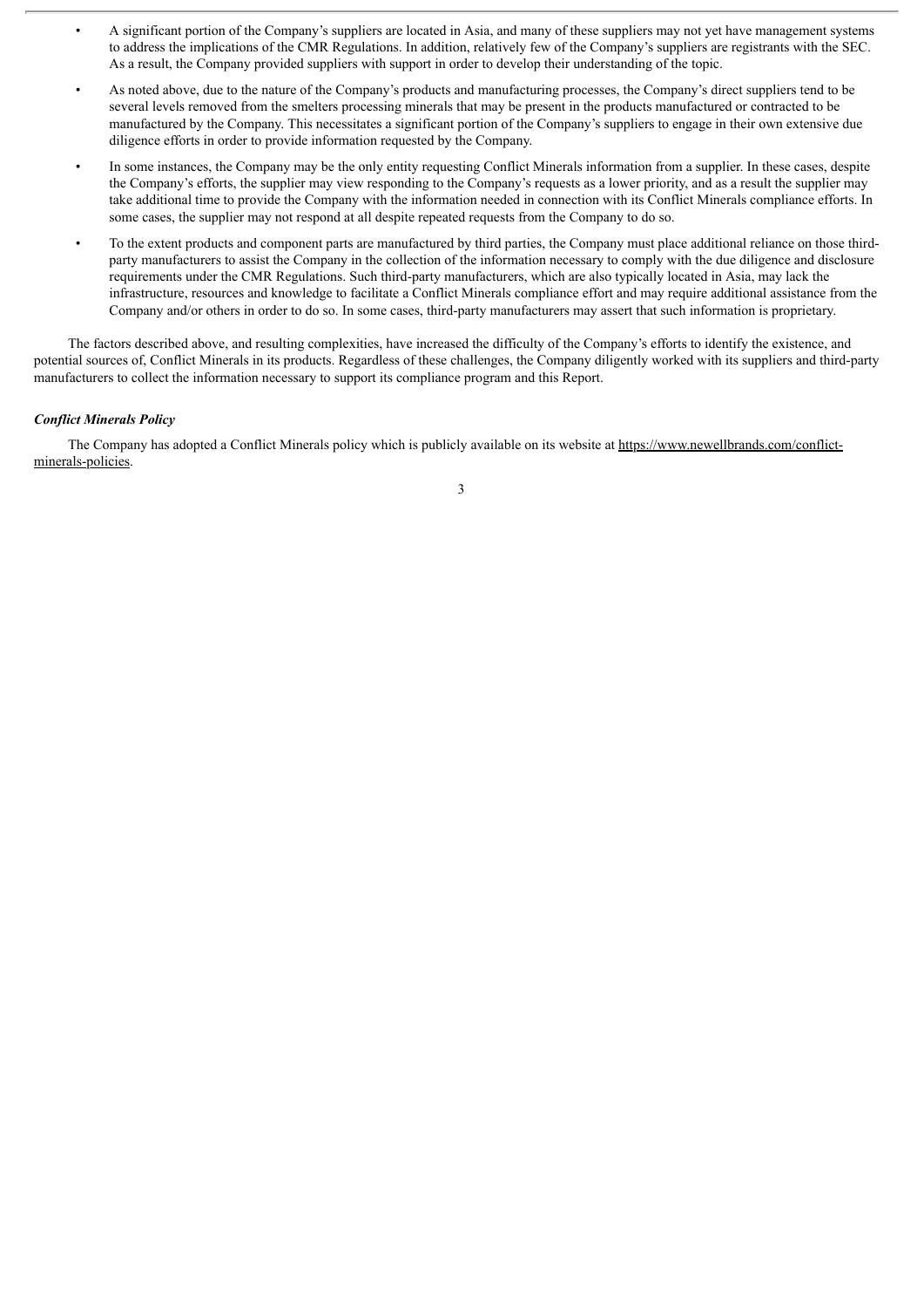- A significant portion of the Company's suppliers are located in Asia, and many of these suppliers may not yet have management systems to address the implications of the CMR Regulations. In addition, relatively few of the Company's suppliers are registrants with the SEC. As a result, the Company provided suppliers with support in order to develop their understanding of the topic.
- As noted above, due to the nature of the Company's products and manufacturing processes, the Company's direct suppliers tend to be several levels removed from the smelters processing minerals that may be present in the products manufactured or contracted to be manufactured by the Company. This necessitates a significant portion of the Company's suppliers to engage in their own extensive due diligence efforts in order to provide information requested by the Company.
- In some instances, the Company may be the only entity requesting Conflict Minerals information from a supplier. In these cases, despite the Company's efforts, the supplier may view responding to the Company's requests as a lower priority, and as a result the supplier may take additional time to provide the Company with the information needed in connection with its Conflict Minerals compliance efforts. In some cases, the supplier may not respond at all despite repeated requests from the Company to do so.
- To the extent products and component parts are manufactured by third parties, the Company must place additional reliance on those third-party manufacturers to assist the Company in the collection of the information necessary to comply with the due diligence and disclosure requirements under the CMR Regulations. Such third-party manufacturers, which are also typically located in Asia, may lack the infrastructure, resources and knowledge to facilitate a Conflict Minerals compliance effort and may require additional assistance from the Company and/or others in order to do so. In some cases, third-party manufacturers may assert that such information is proprietary.

The factors described above, and resulting complexities, have increased the difficulty of the Company's efforts to identify the existence, and potential sources of, Conflict Minerals in its products. Regardless of these challenges, the Company diligently worked with its suppliers and third-party manufacturers to collect the information necessary to support its compliance program and this Report.

***Conflict Minerals Policy***

The Company has adopted a Conflict Minerals policy which is publicly available on its website at https://www.newellbrands.com/conflict-minerals-policies.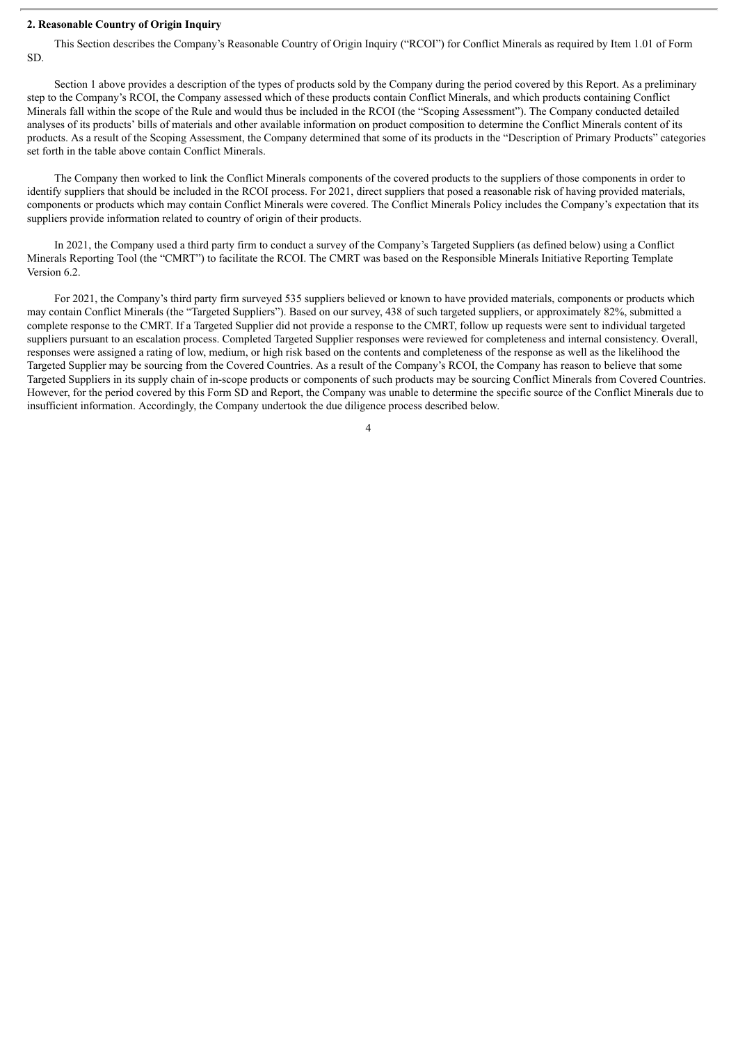**2. Reasonable Country of Origin Inquiry**

This Section describes the Company's Reasonable Country of Origin Inquiry ("RCOI") for Conflict Minerals as required by Item 1.01 of Form SD.

Section 1 above provides a description of the types of products sold by the Company during the period covered by this Report. As a preliminary step to the Company's RCOI, the Company assessed which of these products contain Conflict Minerals, and which products containing Conflict Minerals fall within the scope of the Rule and would thus be included in the RCOI (the "Scoping Assessment"). The Company conducted detailed analyses of its products' bills of materials and other available information on product composition to determine the Conflict Minerals content of its products. As a result of the Scoping Assessment, the Company determined that some of its products in the "Description of Primary Products" categories set forth in the table above contain Conflict Minerals.

The Company then worked to link the Conflict Minerals components of the covered products to the suppliers of those components in order to identify suppliers that should be included in the RCOI process. For 2021, direct suppliers that posed a reasonable risk of having provided materials, components or products which may contain Conflict Minerals were covered. The Conflict Minerals Policy includes the Company's expectation that its suppliers provide information related to country of origin of their products.

In 2021, the Company used a third party firm to conduct a survey of the Company's Targeted Suppliers (as defined below) using a Conflict Minerals Reporting Tool (the "CMRT") to facilitate the RCOI. The CMRT was based on the Responsible Minerals Initiative Reporting Template Version 6.2.

For 2021, the Company's third party firm surveyed 535 suppliers believed or known to have provided materials, components or products which may contain Conflict Minerals (the "Targeted Suppliers"). Based on our survey, 438 of such targeted suppliers, or approximately 82%, submitted a complete response to the CMRT. If a Targeted Supplier did not provide a response to the CMRT, follow up requests were sent to individual targeted suppliers pursuant to an escalation process. Completed Targeted Supplier responses were reviewed for completeness and internal consistency. Overall, responses were assigned a rating of low, medium, or high risk based on the contents and completeness of the response as well as the likelihood the Targeted Supplier may be sourcing from the Covered Countries. As a result of the Company's RCOI, the Company has reason to believe that some Targeted Suppliers in its supply chain of in-scope products or components of such products may be sourcing Conflict Minerals from Covered Countries. However, for the period covered by this Form SD and Report, the Company was unable to determine the specific source of the Conflict Minerals due to insufficient information. Accordingly, the Company undertook the due diligence process described below.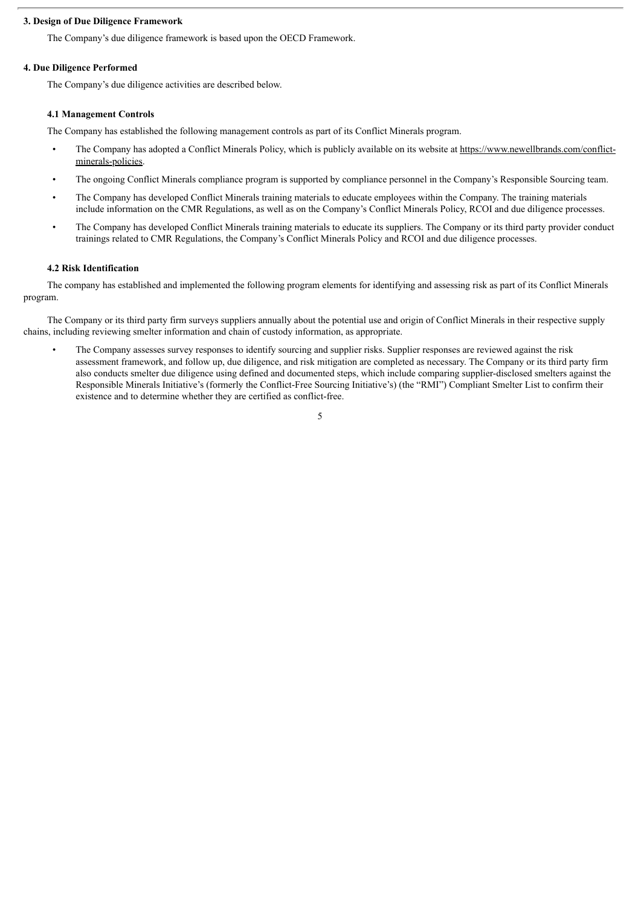## 3. Design of Due Diligence Framework

The Company's due diligence framework is based upon the OECD Framework.

## 4. Due Diligence Performed

The Company's due diligence activities are described below.

### 4.1 Management Controls

The Company has established the following management controls as part of its Conflict Minerals program.

- The Company has adopted a Conflict Minerals Policy, which is publicly available on its website at https://www.newellbrands.com/conflict-minerals-policies.
- The ongoing Conflict Minerals compliance program is supported by compliance personnel in the Company's Responsible Sourcing team.
- The Company has developed Conflict Minerals training materials to educate employees within the Company. The training materials include information on the CMR Regulations, as well as on the Company's Conflict Minerals Policy, RCOI and due diligence processes.
- The Company has developed Conflict Minerals training materials to educate its suppliers. The Company or its third party provider conduct trainings related to CMR Regulations, the Company's Conflict Minerals Policy and RCOI and due diligence processes.

### 4.2 Risk Identification

The company has established and implemented the following program elements for identifying and assessing risk as part of its Conflict Minerals program.

The Company or its third party firm surveys suppliers annually about the potential use and origin of Conflict Minerals in their respective supply chains, including reviewing smelter information and chain of custody information, as appropriate.

- The Company assesses survey responses to identify sourcing and supplier risks. Supplier responses are reviewed against the risk assessment framework, and follow up, due diligence, and risk mitigation are completed as necessary. The Company or its third party firm also conducts smelter due diligence using defined and documented steps, which include comparing supplier-disclosed smelters against the Responsible Minerals Initiative's (formerly the Conflict-Free Sourcing Initiative's) (the "RMI") Compliant Smelter List to confirm their existence and to determine whether they are certified as conflict-free.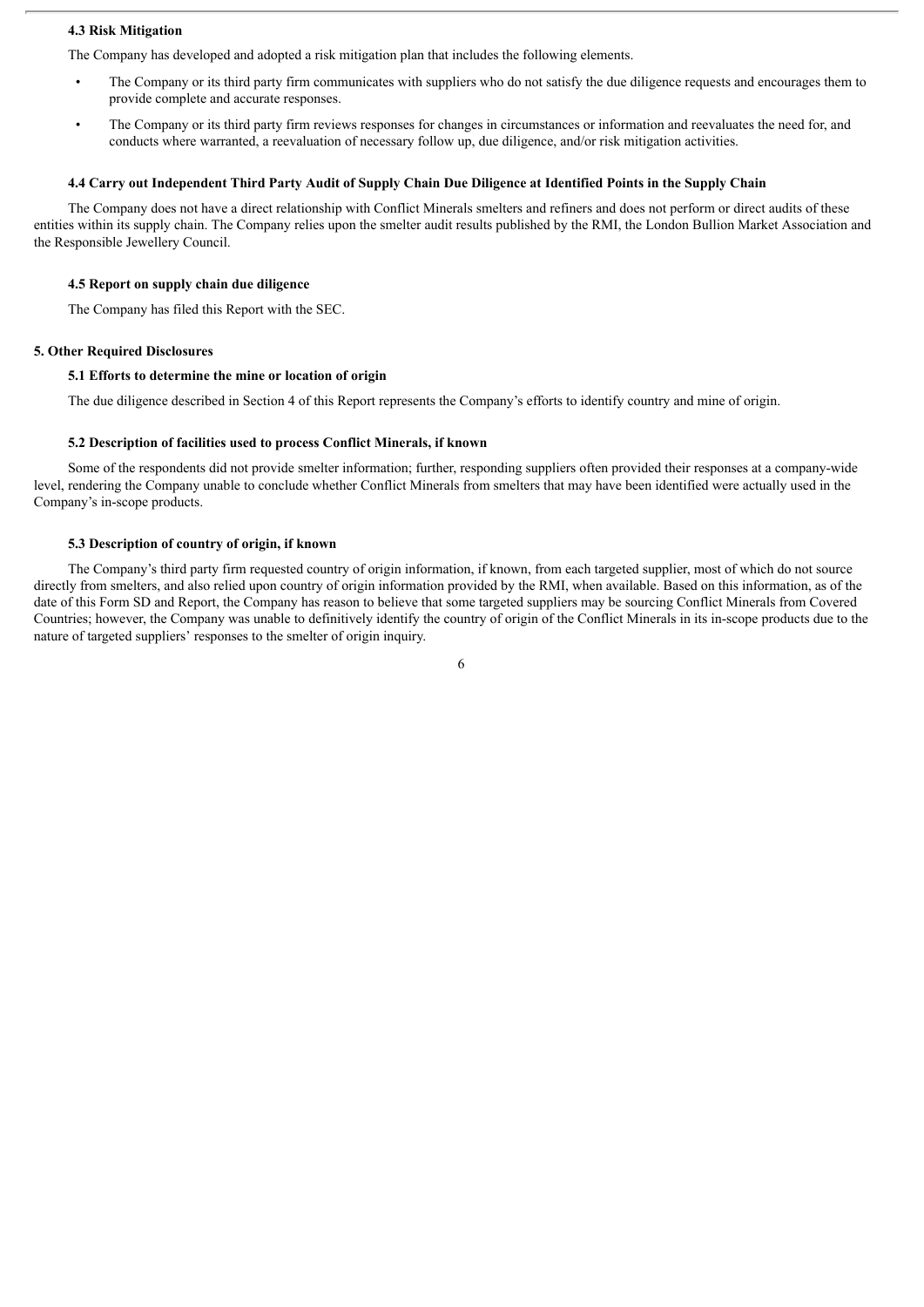### 4.3 Risk Mitigation

The Company has developed and adopted a risk mitigation plan that includes the following elements.

- The Company or its third party firm communicates with suppliers who do not satisfy the due diligence requests and encourages them to provide complete and accurate responses.
- The Company or its third party firm reviews responses for changes in circumstances or information and reevaluates the need for, and conducts where warranted, a reevaluation of necessary follow up, due diligence, and/or risk mitigation activities.

### 4.4 Carry out Independent Third Party Audit of Supply Chain Due Diligence at Identified Points in the Supply Chain

The Company does not have a direct relationship with Conflict Minerals smelters and refiners and does not perform or direct audits of these entities within its supply chain. The Company relies upon the smelter audit results published by the RMI, the London Bullion Market Association and the Responsible Jewellery Council.

### 4.5 Report on supply chain due diligence

The Company has filed this Report with the SEC.

## 5. Other Required Disclosures

### 5.1 Efforts to determine the mine or location of origin

The due diligence described in Section 4 of this Report represents the Company's efforts to identify country and mine of origin.

### 5.2 Description of facilities used to process Conflict Minerals, if known

Some of the respondents did not provide smelter information; further, responding suppliers often provided their responses at a company-wide level, rendering the Company unable to conclude whether Conflict Minerals from smelters that may have been identified were actually used in the Company's in-scope products.

### 5.3 Description of country of origin, if known

The Company's third party firm requested country of origin information, if known, from each targeted supplier, most of which do not source directly from smelters, and also relied upon country of origin information provided by the RMI, when available. Based on this information, as of the date of this Form SD and Report, the Company has reason to believe that some targeted suppliers may be sourcing Conflict Minerals from Covered Countries; however, the Company was unable to definitively identify the country of origin of the Conflict Minerals in its in-scope products due to the nature of targeted suppliers' responses to the smelter of origin inquiry.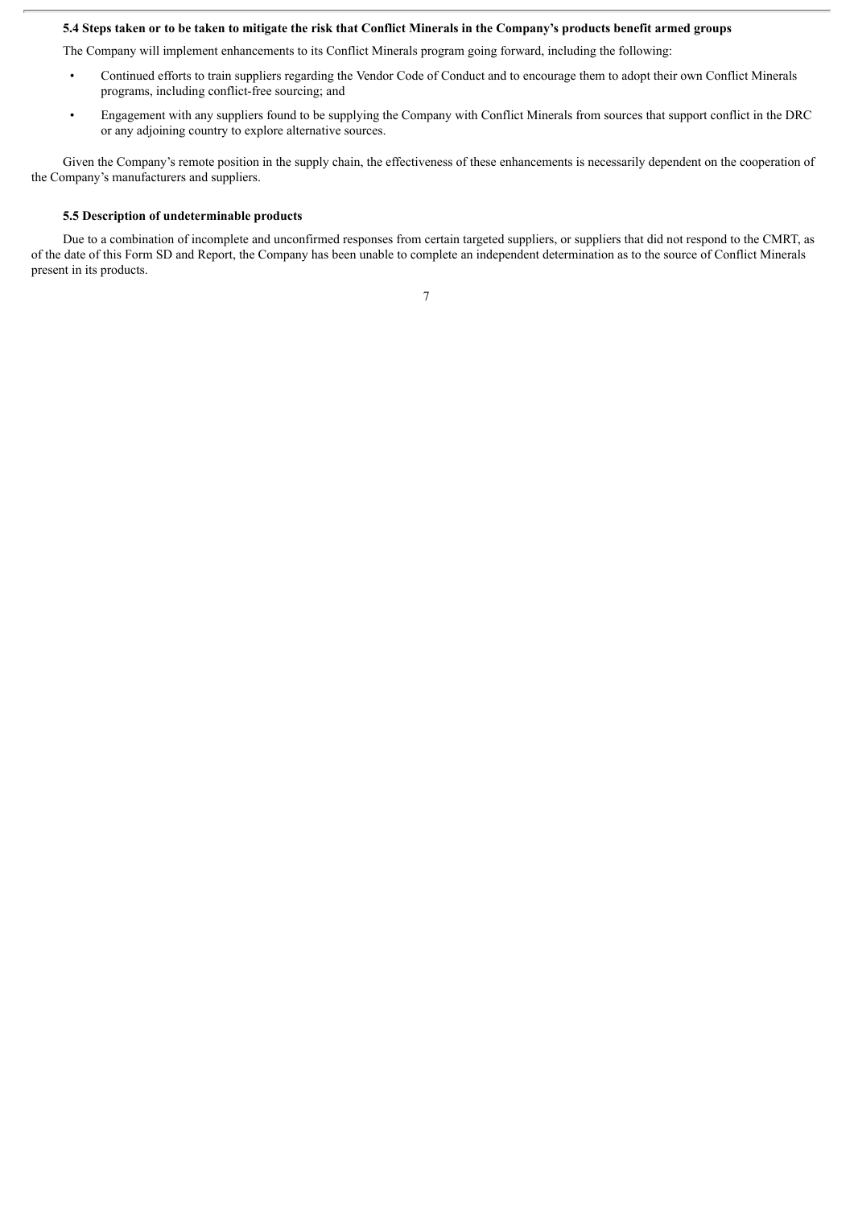### 5.4 Steps taken or to be taken to mitigate the risk that Conflict Minerals in the Company's products benefit armed groups

The Company will implement enhancements to its Conflict Minerals program going forward, including the following:

- Continued efforts to train suppliers regarding the Vendor Code of Conduct and to encourage them to adopt their own Conflict Minerals programs, including conflict-free sourcing; and
- Engagement with any suppliers found to be supplying the Company with Conflict Minerals from sources that support conflict in the DRC or any adjoining country to explore alternative sources.

Given the Company's remote position in the supply chain, the effectiveness of these enhancements is necessarily dependent on the cooperation of the Company's manufacturers and suppliers.

### 5.5 Description of undeterminable products

Due to a combination of incomplete and unconfirmed responses from certain targeted suppliers, or suppliers that did not respond to the CMRT, as of the date of this Form SD and Report, the Company has been unable to complete an independent determination as to the source of Conflict Minerals present in its products.